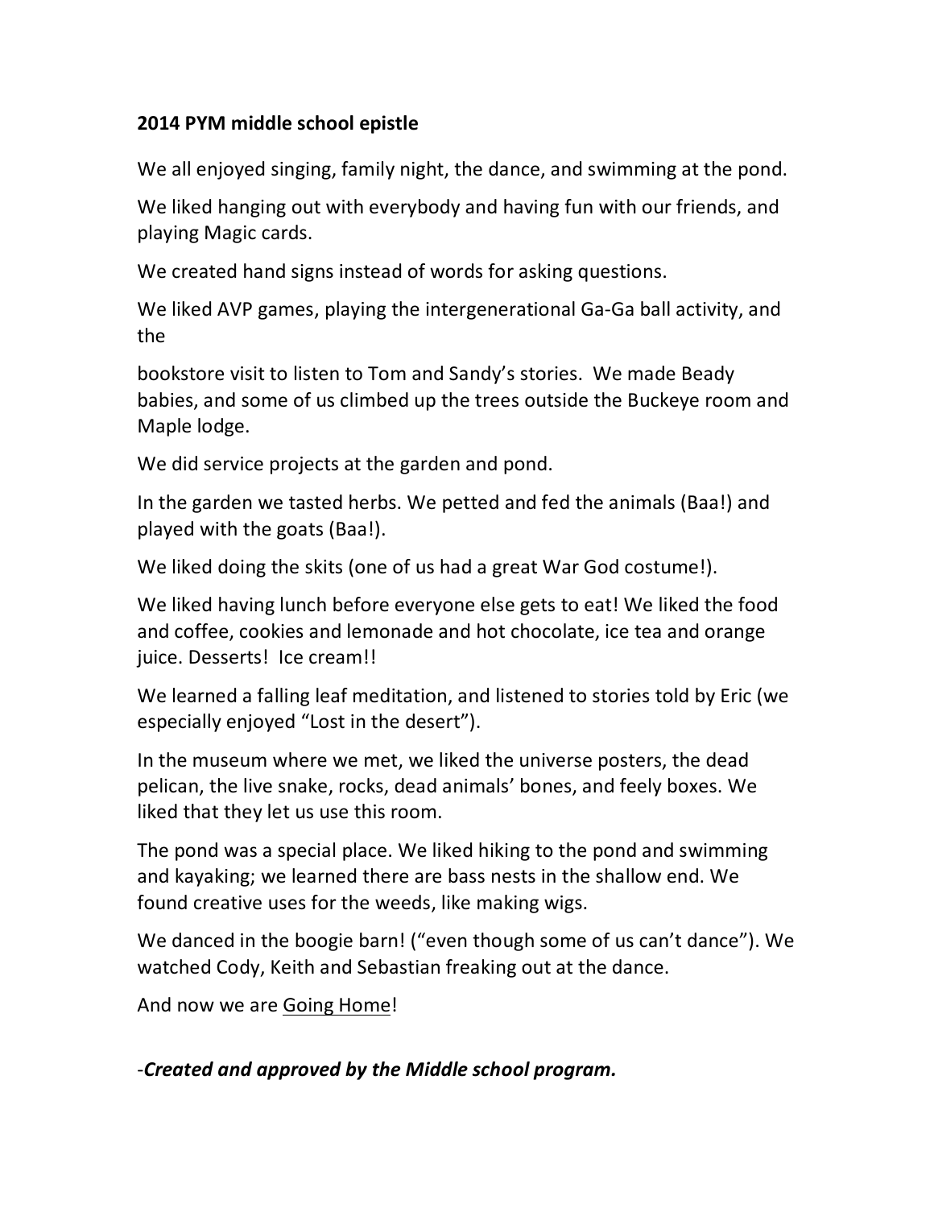**2014 PYM middle school epistle**

We all enjoyed singing, family night, the dance, and swimming at the pond.

We liked hanging out with everybody and having fun with our friends, and playing Magic cards.

We created hand signs instead of words for asking questions.

We liked AVP games, playing the intergenerational Ga-Ga ball activity, and the

bookstore visit to listen to Tom and Sandy's stories. We made Beady babies, and some of us climbed up the trees outside the Buckeye room and Maple lodge.

We did service projects at the garden and pond.

In the garden we tasted herbs. We petted and fed the animals (Baa!) and played with the goats (Baa!).

We liked doing the skits (one of us had a great War God costume!).

We liked having lunch before everyone else gets to eat! We liked the food and coffee, cookies and lemonade and hot chocolate, ice tea and orange juice. Desserts! Ice cream!!

We learned a falling leaf meditation, and listened to stories told by Eric (we especially enjoyed "Lost in the desert").

In the museum where we met, we liked the universe posters, the dead pelican, the live snake, rocks, dead animals' bones, and feely boxes. We liked that they let us use this room.

The pond was a special place. We liked hiking to the pond and swimming and kayaking; we learned there are bass nests in the shallow end. We found creative uses for the weeds, like making wigs.

We danced in the boogie barn! ("even though some of us can't dance"). We watched Cody, Keith and Sebastian freaking out at the dance.

And now we are <u>Going Home</u>!

-***Created and approved by the Middle school program.***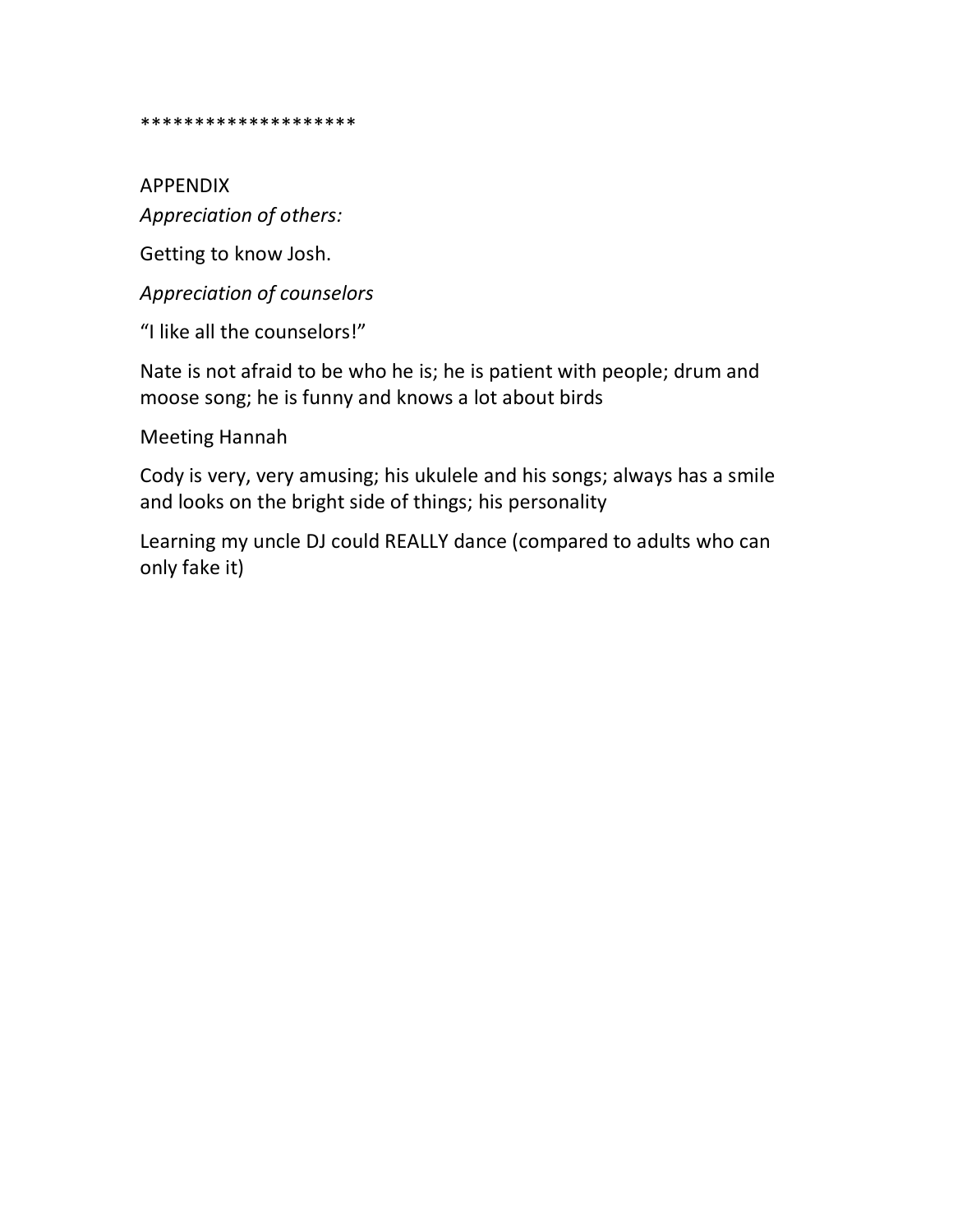********************

APPENDIX

*Appreciation of others:*

Getting to know Josh.

*Appreciation of counselors*

“I like all the counselors!”

Nate is not afraid to be who he is; he is patient with people; drum and moose song; he is funny and knows a lot about birds

Meeting Hannah

Cody is very, very amusing; his ukulele and his songs; always has a smile and looks on the bright side of things; his personality

Learning my uncle DJ could REALLY dance (compared to adults who can only fake it)